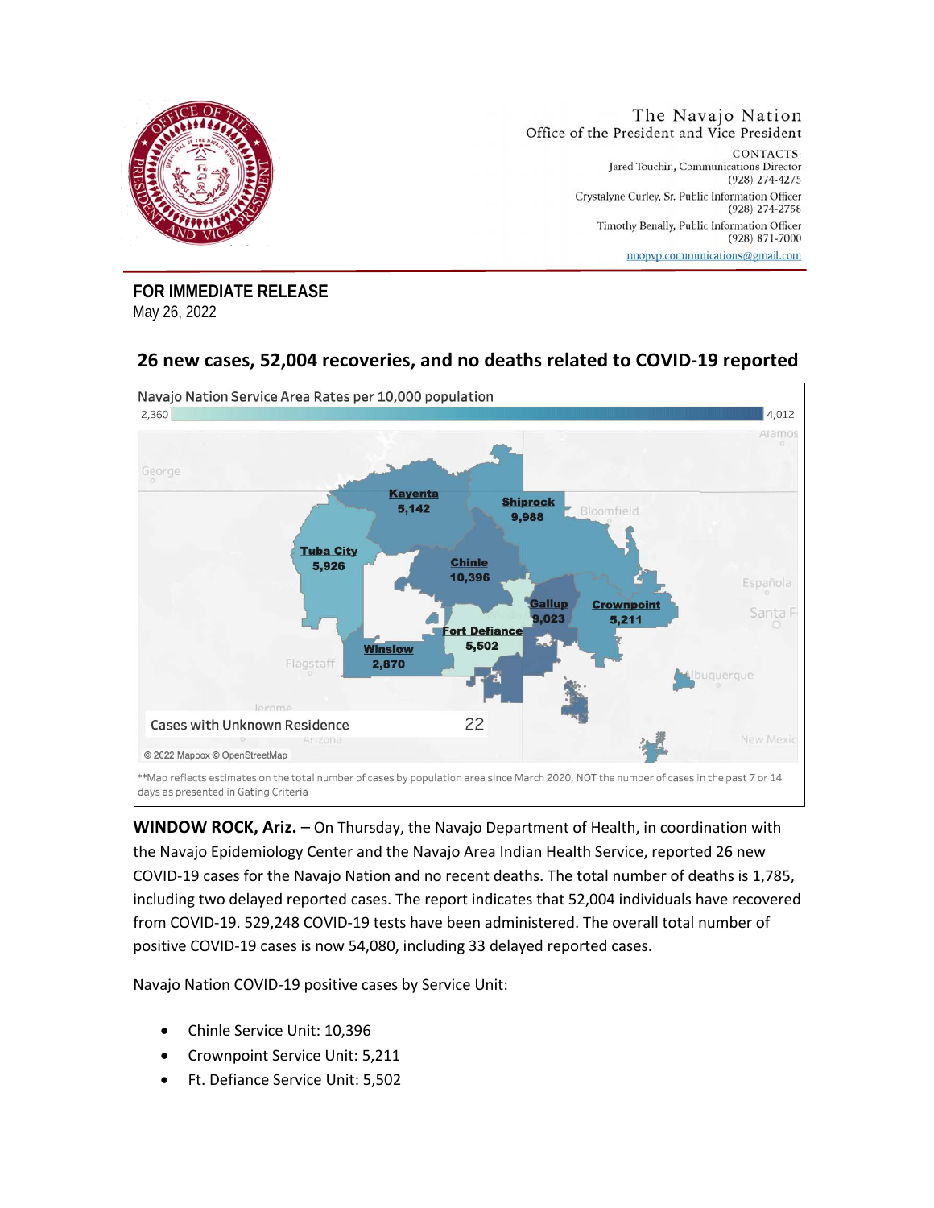The Navajo Nation
Office of the President and Vice President

CONTACTS:
Jared Touchin, Communications Director
(928) 274-4275
Crystalyne Curley, Sr. Public Information Officer
(928) 274-2758
Timothy Benally, Public Information Officer
(928) 871-7000
nnopvp.communications@gmail.com

**FOR IMMEDIATE RELEASE**
May 26, 2022

## 26 new cases, 52,004 recoveries, and no deaths related to COVID-19 reported

Navajo Nation Service Area Rates per 10,000 population

2,360 – 4,012

| Service Area | Cases |
|---|---|
| Kayenta | 5,142 |
| Shiprock | 9,988 |
| Tuba City | 5,926 |
| Chinle | 10,396 |
| Gallup | 9,023 |
| Crownpoint | 5,211 |
| Fort Defiance | 5,502 |
| Winslow | 2,870 |

Cases with Unknown Residence: 22

© 2022 Mapbox © OpenStreetMap

**Map reflects estimates on the total number of cases by population area since March 2020, NOT the number of cases in the past 7 or 14 days as presented in Gating Criteria

**WINDOW ROCK, Ariz.** – On Thursday, the Navajo Department of Health, in coordination with the Navajo Epidemiology Center and the Navajo Area Indian Health Service, reported 26 new COVID-19 cases for the Navajo Nation and no recent deaths. The total number of deaths is 1,785, including two delayed reported cases. The report indicates that 52,004 individuals have recovered from COVID-19. 529,248 COVID-19 tests have been administered. The overall total number of positive COVID-19 cases is now 54,080, including 33 delayed reported cases.

Navajo Nation COVID-19 positive cases by Service Unit:

- Chinle Service Unit: 10,396
- Crownpoint Service Unit: 5,211
- Ft. Defiance Service Unit: 5,502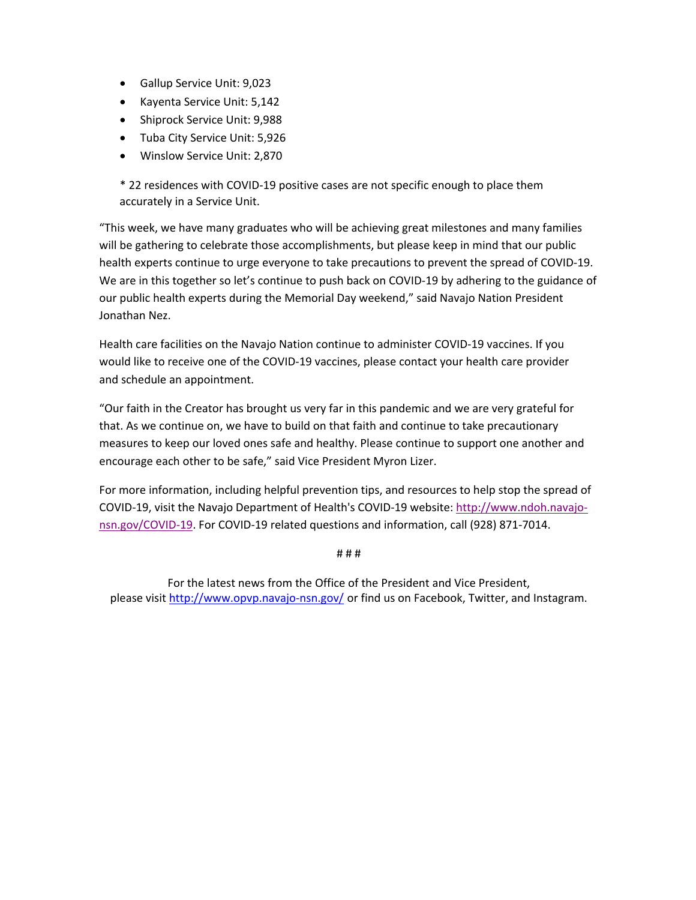- Gallup Service Unit: 9,023
- Kayenta Service Unit: 5,142
- Shiprock Service Unit: 9,988
- Tuba City Service Unit: 5,926
- Winslow Service Unit: 2,870

* 22 residences with COVID-19 positive cases are not specific enough to place them accurately in a Service Unit.

"This week, we have many graduates who will be achieving great milestones and many families will be gathering to celebrate those accomplishments, but please keep in mind that our public health experts continue to urge everyone to take precautions to prevent the spread of COVID-19. We are in this together so let's continue to push back on COVID-19 by adhering to the guidance of our public health experts during the Memorial Day weekend," said Navajo Nation President Jonathan Nez.

Health care facilities on the Navajo Nation continue to administer COVID-19 vaccines. If you would like to receive one of the COVID-19 vaccines, please contact your health care provider and schedule an appointment.

"Our faith in the Creator has brought us very far in this pandemic and we are very grateful for that. As we continue on, we have to build on that faith and continue to take precautionary measures to keep our loved ones safe and healthy. Please continue to support one another and encourage each other to be safe," said Vice President Myron Lizer.

For more information, including helpful prevention tips, and resources to help stop the spread of COVID-19, visit the Navajo Department of Health's COVID-19 website: [http://www.ndoh.navajo-nsn.gov/COVID-19](http://www.ndoh.navajo-nsn.gov/COVID-19). For COVID-19 related questions and information, call (928) 871-7014.

# # #

For the latest news from the Office of the President and Vice President, please visit [http://www.opvp.navajo-nsn.gov/](http://www.opvp.navajo-nsn.gov/) or find us on Facebook, Twitter, and Instagram.